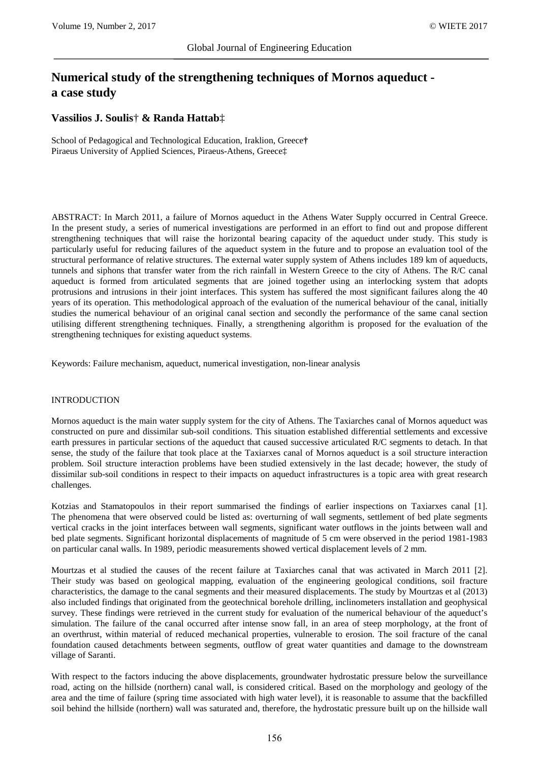# Numerical study of the strengthening techniques of Mornos aqueduct - a case study

**Vassilios J. Soulis† & Randa Hattab‡**

School of Pedagogical and Technological Education, Iraklion, Greece†
Piraeus University of Applied Sciences, Piraeus-Athens, Greece‡

ABSTRACT: In March 2011, a failure of Mornos aqueduct in the Athens Water Supply occurred in Central Greece. In the present study, a series of numerical investigations are performed in an effort to find out and propose different strengthening techniques that will raise the horizontal bearing capacity of the aqueduct under study. This study is particularly useful for reducing failures of the aqueduct system in the future and to propose an evaluation tool of the structural performance of relative structures. The external water supply system of Athens includes 189 km of aqueducts, tunnels and siphons that transfer water from the rich rainfall in Western Greece to the city of Athens. The R/C canal aqueduct is formed from articulated segments that are joined together using an interlocking system that adopts protrusions and intrusions in their joint interfaces. This system has suffered the most significant failures along the 40 years of its operation. This methodological approach of the evaluation of the numerical behaviour of the canal, initially studies the numerical behaviour of an original canal section and secondly the performance of the same canal section utilising different strengthening techniques. Finally, a strengthening algorithm is proposed for the evaluation of the strengthening techniques for existing aqueduct systems.

Keywords: Failure mechanism, aqueduct, numerical investigation, non-linear analysis

## INTRODUCTION

Mornos aqueduct is the main water supply system for the city of Athens. The Taxiarches canal of Mornos aqueduct was constructed on pure and dissimilar sub-soil conditions. This situation established differential settlements and excessive earth pressures in particular sections of the aqueduct that caused successive articulated R/C segments to detach. In that sense, the study of the failure that took place at the Taxiarxes canal of Mornos aqueduct is a soil structure interaction problem. Soil structure interaction problems have been studied extensively in the last decade; however, the study of dissimilar sub-soil conditions in respect to their impacts on aqueduct infrastructures is a topic area with great research challenges.

Kotzias and Stamatopoulos in their report summarised the findings of earlier inspections on Taxiarxes canal [1]. The phenomena that were observed could be listed as: overturning of wall segments, settlement of bed plate segments vertical cracks in the joint interfaces between wall segments, significant water outflows in the joints between wall and bed plate segments. Significant horizontal displacements of magnitude of 5 cm were observed in the period 1981-1983 on particular canal walls. In 1989, periodic measurements showed vertical displacement levels of 2 mm.

Mourtzas et al studied the causes of the recent failure at Taxiarches canal that was activated in March 2011 [2]. Their study was based on geological mapping, evaluation of the engineering geological conditions, soil fracture characteristics, the damage to the canal segments and their measured displacements. The study by Mourtzas et al (2013) also included findings that originated from the geotechnical borehole drilling, inclinometers installation and geophysical survey. These findings were retrieved in the current study for evaluation of the numerical behaviour of the aqueduct's simulation. The failure of the canal occurred after intense snow fall, in an area of steep morphology, at the front of an overthrust, within material of reduced mechanical properties, vulnerable to erosion. The soil fracture of the canal foundation caused detachments between segments, outflow of great water quantities and damage to the downstream village of Saranti.

With respect to the factors inducing the above displacements, groundwater hydrostatic pressure below the surveillance road, acting on the hillside (northern) canal wall, is considered critical. Based on the morphology and geology of the area and the time of failure (spring time associated with high water level), it is reasonable to assume that the backfilled soil behind the hillside (northern) wall was saturated and, therefore, the hydrostatic pressure built up on the hillside wall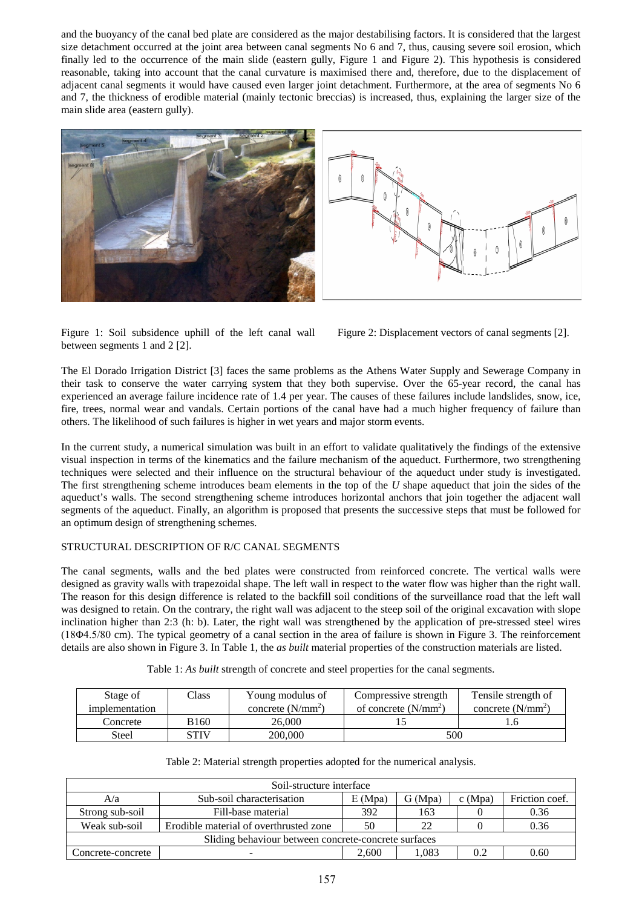and the buoyancy of the canal bed plate are considered as the major destabilising factors. It is considered that the largest size detachment occurred at the joint area between canal segments No 6 and 7, thus, causing severe soil erosion, which finally led to the occurrence of the main slide (eastern gully, Figure 1 and Figure 2). This hypothesis is considered reasonable, taking into account that the canal curvature is maximised there and, therefore, due to the displacement of adjacent canal segments it would have caused even larger joint detachment. Furthermore, at the area of segments No 6 and 7, the thickness of erodible material (mainly tectonic breccias) is increased, thus, explaining the larger size of the main slide area (eastern gully).

Figure 1: Soil subsidence uphill of the left canal wall between segments 1 and 2 [2].

Figure 2: Displacement vectors of canal segments [2].

The El Dorado Irrigation District [3] faces the same problems as the Athens Water Supply and Sewerage Company in their task to conserve the water carrying system that they both supervise. Over the 65-year record, the canal has experienced an average failure incidence rate of 1.4 per year. The causes of these failures include landslides, snow, ice, fire, trees, normal wear and vandals. Certain portions of the canal have had a much higher frequency of failure than others. The likelihood of such failures is higher in wet years and major storm events.

In the current study, a numerical simulation was built in an effort to validate qualitatively the findings of the extensive visual inspection in terms of the kinematics and the failure mechanism of the aqueduct. Furthermore, two strengthening techniques were selected and their influence on the structural behaviour of the aqueduct under study is investigated. The first strengthening scheme introduces beam elements in the top of the *U* shape aqueduct that join the sides of the aqueduct's walls. The second strengthening scheme introduces horizontal anchors that join together the adjacent wall segments of the aqueduct. Finally, an algorithm is proposed that presents the successive steps that must be followed for an optimum design of strengthening schemes.

## STRUCTURAL DESCRIPTION OF R/C CANAL SEGMENTS

The canal segments, walls and the bed plates were constructed from reinforced concrete. The vertical walls were designed as gravity walls with trapezoidal shape. The left wall in respect to the water flow was higher than the right wall. The reason for this design difference is related to the backfill soil conditions of the surveillance road that the left wall was designed to retain. On the contrary, the right wall was adjacent to the steep soil of the original excavation with slope inclination higher than 2:3 (h: b). Later, the right wall was strengthened by the application of pre-stressed steel wires (18Φ4.5/80 cm). The typical geometry of a canal section in the area of failure is shown in Figure 3. The reinforcement details are also shown in Figure 3. In Table 1, the *as built* material properties of the construction materials are listed.

Table 1: *As built* strength of concrete and steel properties for the canal segments.

| Stage of implementation | Class | Young modulus of concrete (N/mm$^2$) | Compressive strength of concrete (N/mm$^2$) | Tensile strength of concrete (N/mm$^2$) |
|---|---|---|---|---|
| Concrete | B160 | 26,000 | 15 | 1.6 |
| Steel | STIV | 200,000 | 500 | |

Table 2: Material strength properties adopted for the numerical analysis.

| Soil-structure interface | | | | | |
|---|---|---|---|---|---|
| A/a | Sub-soil characterisation | E (Mpa) | G (Mpa) | c (Mpa) | Friction coef. |
| Strong sub-soil | Fill-base material | 392 | 163 | 0 | 0.36 |
| Weak sub-soil | Erodible material of overthrusted zone | 50 | 22 | 0 | 0.36 |
| Sliding behaviour between concrete-concrete surfaces | | | | | |
| Concrete-concrete | - | 2,600 | 1,083 | 0.2 | 0.60 |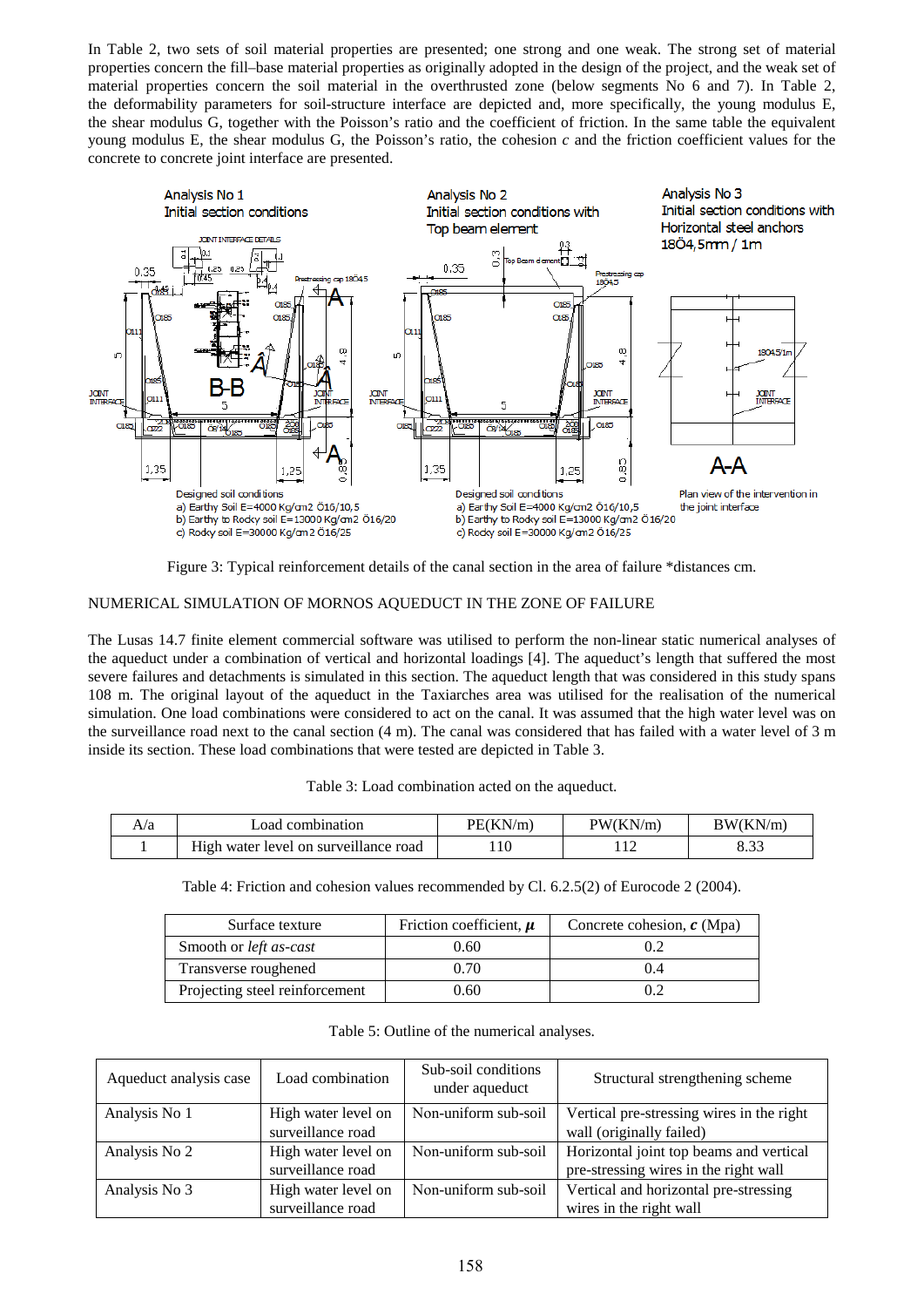In Table 2, two sets of soil material properties are presented; one strong and one weak. The strong set of material properties concern the fill–base material properties as originally adopted in the design of the project, and the weak set of material properties concern the soil material in the overthrusted zone (below segments No 6 and 7). In Table 2, the deformability parameters for soil-structure interface are depicted and, more specifically, the young modulus E, the shear modulus G, together with the Poisson's ratio and the coefficient of friction. In the same table the equivalent young modulus E, the shear modulus G, the Poisson's ratio, the cohesion *c* and the friction coefficient values for the concrete to concrete joint interface are presented.

Figure 3: Typical reinforcement details of the canal section in the area of failure *distances cm.

## NUMERICAL SIMULATION OF MORNOS AQUEDUCT IN THE ZONE OF FAILURE

The Lusas 14.7 finite element commercial software was utilised to perform the non-linear static numerical analyses of the aqueduct under a combination of vertical and horizontal loadings [4]. The aqueduct's length that suffered the most severe failures and detachments is simulated in this section. The aqueduct length that was considered in this study spans 108 m. The original layout of the aqueduct in the Taxiarches area was utilised for the realisation of the numerical simulation. One load combinations were considered to act on the canal. It was assumed that the high water level was on the surveillance road next to the canal section (4 m). The canal was considered that has failed with a water level of 3 m inside its section. These load combinations that were tested are depicted in Table 3.

Table 3: Load combination acted on the aqueduct.

| A/a | Load combination | PE(KN/m) | PW(KN/m) | BW(KN/m) |
|---|---|---|---|---|
| 1 | High water level on surveillance road | 110 | 112 | 8.33 |

Table 4: Friction and cohesion values recommended by Cl. 6.2.5(2) of Eurocode 2 (2004).

| Surface texture | Friction coefficient, $\mu$ | Concrete cohesion, $c$ (Mpa) |
|---|---|---|
| Smooth or *left as-cast* | 0.60 | 0.2 |
| Transverse roughened | 0.70 | 0.4 |
| Projecting steel reinforcement | 0.60 | 0.2 |

Table 5: Outline of the numerical analyses.

| Aqueduct analysis case | Load combination | Sub-soil conditions under aqueduct | Structural strengthening scheme |
|---|---|---|---|
| Analysis No 1 | High water level on surveillance road | Non-uniform sub-soil | Vertical pre-stressing wires in the right wall (originally failed) |
| Analysis No 2 | High water level on surveillance road | Non-uniform sub-soil | Horizontal joint top beams and vertical pre-stressing wires in the right wall |
| Analysis No 3 | High water level on surveillance road | Non-uniform sub-soil | Vertical and horizontal pre-stressing wires in the right wall |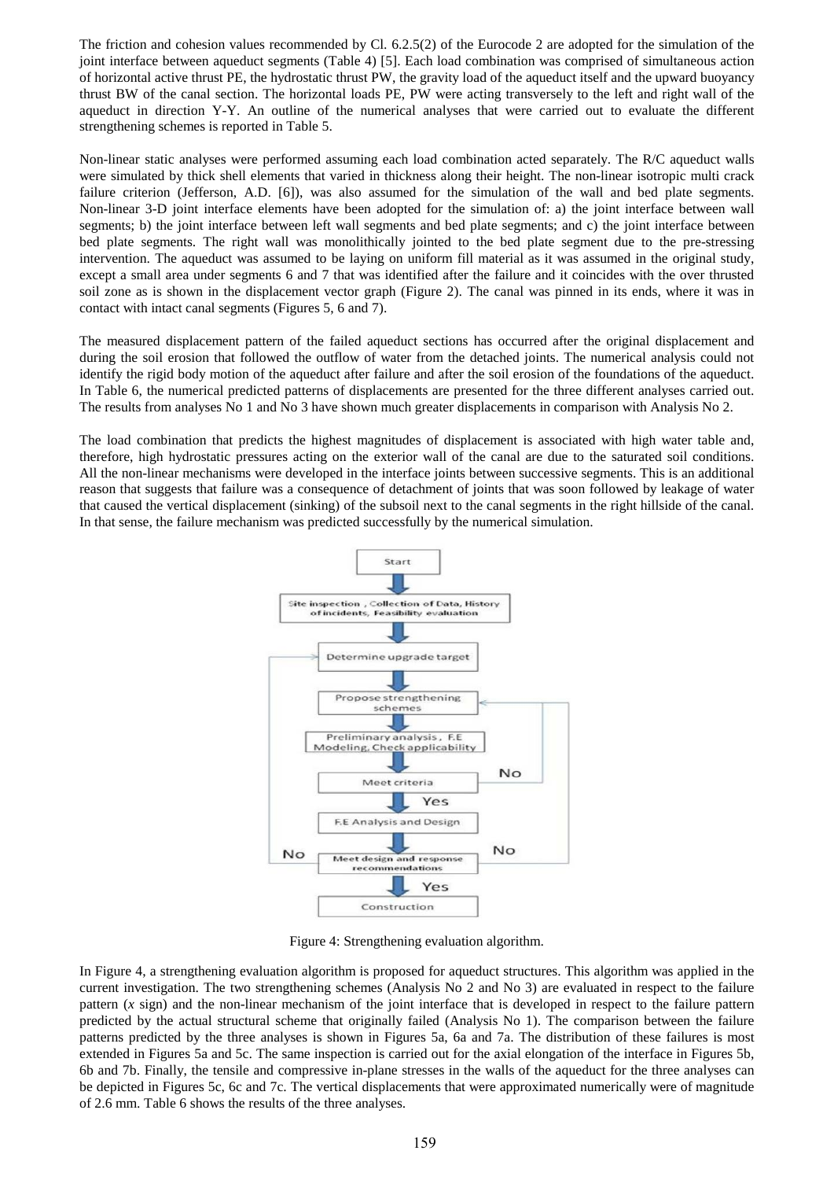The friction and cohesion values recommended by Cl. 6.2.5(2) of the Eurocode 2 are adopted for the simulation of the joint interface between aqueduct segments (Table 4) [5]. Each load combination was comprised of simultaneous action of horizontal active thrust PE, the hydrostatic thrust PW, the gravity load of the aqueduct itself and the upward buoyancy thrust BW of the canal section. The horizontal loads PE, PW were acting transversely to the left and right wall of the aqueduct in direction Y-Y. An outline of the numerical analyses that were carried out to evaluate the different strengthening schemes is reported in Table 5.

Non-linear static analyses were performed assuming each load combination acted separately. The R/C aqueduct walls were simulated by thick shell elements that varied in thickness along their height. The non-linear isotropic multi crack failure criterion (Jefferson, A.D. [6]), was also assumed for the simulation of the wall and bed plate segments. Non-linear 3-D joint interface elements have been adopted for the simulation of: a) the joint interface between wall segments; b) the joint interface between left wall segments and bed plate segments; and c) the joint interface between bed plate segments. The right wall was monolithically jointed to the bed plate segment due to the pre-stressing intervention. The aqueduct was assumed to be laying on uniform fill material as it was assumed in the original study, except a small area under segments 6 and 7 that was identified after the failure and it coincides with the over thrusted soil zone as is shown in the displacement vector graph (Figure 2). The canal was pinned in its ends, where it was in contact with intact canal segments (Figures 5, 6 and 7).

The measured displacement pattern of the failed aqueduct sections has occurred after the original displacement and during the soil erosion that followed the outflow of water from the detached joints. The numerical analysis could not identify the rigid body motion of the aqueduct after failure and after the soil erosion of the foundations of the aqueduct. In Table 6, the numerical predicted patterns of displacements are presented for the three different analyses carried out. The results from analyses No 1 and No 3 have shown much greater displacements in comparison with Analysis No 2.

The load combination that predicts the highest magnitudes of displacement is associated with high water table and, therefore, high hydrostatic pressures acting on the exterior wall of the canal are due to the saturated soil conditions. All the non-linear mechanisms were developed in the interface joints between successive segments. This is an additional reason that suggests that failure was a consequence of detachment of joints that was soon followed by leakage of water that caused the vertical displacement (sinking) of the subsoil next to the canal segments in the right hillside of the canal. In that sense, the failure mechanism was predicted successfully by the numerical simulation.

Start → Site inspection, Collection of Data, History of incidents, Feasibility evaluation → Determine upgrade target → Propose strengthening schemes → Preliminary analysis, F.E Modeling, Check applicability → Meet criteria (No → Propose strengthening schemes; Yes ↓) → F.E Analysis and Design → Meet design and response recommendations (No → Determine upgrade target; No → Propose strengthening schemes; Yes ↓) → Construction

Figure 4: Strengthening evaluation algorithm.

In Figure 4, a strengthening evaluation algorithm is proposed for aqueduct structures. This algorithm was applied in the current investigation. The two strengthening schemes (Analysis No 2 and No 3) are evaluated in respect to the failure pattern (*x* sign) and the non-linear mechanism of the joint interface that is developed in respect to the failure pattern predicted by the actual structural scheme that originally failed (Analysis No 1). The comparison between the failure patterns predicted by the three analyses is shown in Figures 5a, 6a and 7a. The distribution of these failures is most extended in Figures 5a and 5c. The same inspection is carried out for the axial elongation of the interface in Figures 5b, 6b and 7b. Finally, the tensile and compressive in-plane stresses in the walls of the aqueduct for the three analyses can be depicted in Figures 5c, 6c and 7c. The vertical displacements that were approximated numerically were of magnitude of 2.6 mm. Table 6 shows the results of the three analyses.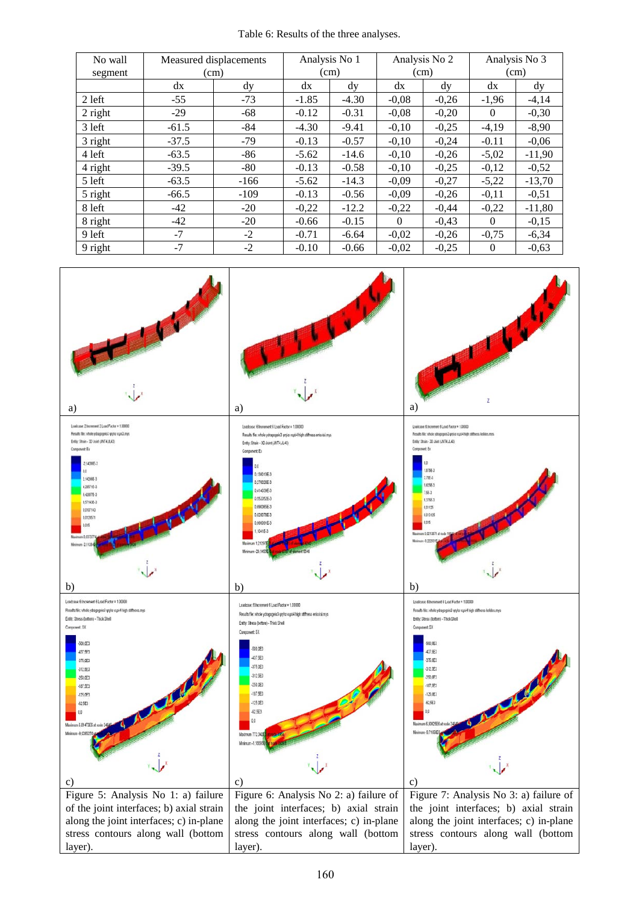Table 6: Results of the three analyses.

| No wall segment | Measured displacements (cm) | | Analysis No 1 (cm) | | Analysis No 2 (cm) | | Analysis No 3 (cm) | |
|---|---|---|---|---|---|---|---|---|
| | dx | dy | dx | dy | dx | dy | dx | dy |
| 2 left | -55 | -73 | -1.85 | -4.30 | -0,08 | -0,26 | -1,96 | -4,14 |
| 2 right | -29 | -68 | -0.12 | -0.31 | -0,08 | -0,20 | 0 | -0,30 |
| 3 left | -61.5 | -84 | -4.30 | -9.41 | -0,10 | -0,25 | -4,19 | -8,90 |
| 3 right | -37.5 | -79 | -0.13 | -0.57 | -0,10 | -0,24 | -0.11 | -0,06 |
| 4 left | -63.5 | -86 | -5.62 | -14.6 | -0,10 | -0,26 | -5,02 | -11,90 |
| 4 right | -39.5 | -80 | -0.13 | -0.58 | -0,10 | -0,25 | -0,12 | -0,52 |
| 5 left | -63.5 | -166 | -5.62 | -14.3 | -0,09 | -0,27 | -5,22 | -13,70 |
| 5 right | -66.5 | -109 | -0.13 | -0.56 | -0,09 | -0,26 | -0,11 | -0,51 |
| 8 left | -42 | -20 | -0,22 | -12.2 | -0,22 | -0,44 | -0,22 | -11,80 |
| 8 right | -42 | -20 | -0.66 | -0.15 | 0 | -0,43 | 0 | -0,15 |
| 9 left | -7 | -2 | -0.71 | -6.64 | -0,02 | -0,26 | -0,75 | -6,34 |
| 9 right | -7 | -2 | -0.10 | -0.66 | -0,02 | -0,25 | 0 | -0,63 |

Figure 5: Analysis No 1: a) failure of the joint interfaces; b) axial strain along the joint interfaces; c) in-plane stress contours along wall (bottom layer).

Figure 6: Analysis No 2: a) failure of the joint interfaces; b) axial strain along the joint interfaces; c) in-plane stress contours along wall (bottom layer).

Figure 7: Analysis No 3: a) failure of the joint interfaces; b) axial strain along the joint interfaces; c) in-plane stress contours along wall (bottom layer).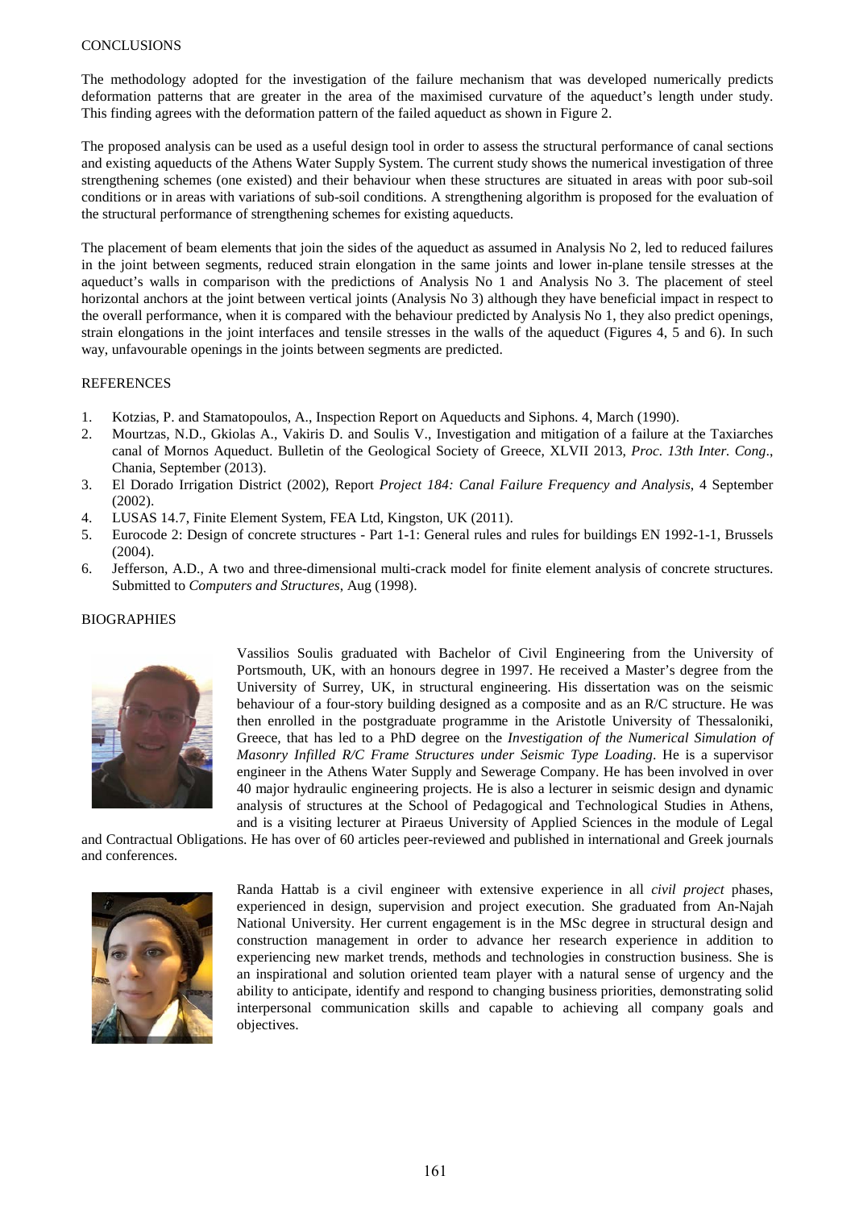## CONCLUSIONS

The methodology adopted for the investigation of the failure mechanism that was developed numerically predicts deformation patterns that are greater in the area of the maximised curvature of the aqueduct's length under study. This finding agrees with the deformation pattern of the failed aqueduct as shown in Figure 2.

The proposed analysis can be used as a useful design tool in order to assess the structural performance of canal sections and existing aqueducts of the Athens Water Supply System. The current study shows the numerical investigation of three strengthening schemes (one existed) and their behaviour when these structures are situated in areas with poor sub-soil conditions or in areas with variations of sub-soil conditions. A strengthening algorithm is proposed for the evaluation of the structural performance of strengthening schemes for existing aqueducts.

The placement of beam elements that join the sides of the aqueduct as assumed in Analysis No 2, led to reduced failures in the joint between segments, reduced strain elongation in the same joints and lower in-plane tensile stresses at the aqueduct's walls in comparison with the predictions of Analysis No 1 and Analysis No 3. The placement of steel horizontal anchors at the joint between vertical joints (Analysis No 3) although they have beneficial impact in respect to the overall performance, when it is compared with the behaviour predicted by Analysis No 1, they also predict openings, strain elongations in the joint interfaces and tensile stresses in the walls of the aqueduct (Figures 4, 5 and 6). In such way, unfavourable openings in the joints between segments are predicted.

## REFERENCES

1. Kotzias, P. and Stamatopoulos, A., Inspection Report on Aqueducts and Siphons. 4, March (1990).
2. Mourtzas, N.D., Gkiolas A., Vakiris D. and Soulis V., Investigation and mitigation of a failure at the Taxiarches canal of Mornos Aqueduct. Bulletin of the Geological Society of Greece, XLVII 2013, *Proc. 13th Inter. Cong*., Chania, September (2013).
3. El Dorado Irrigation District (2002), Report *Project 184: Canal Failure Frequency and Analysis*, 4 September (2002).
4. LUSAS 14.7, Finite Element System, FEA Ltd, Kingston, UK (2011).
5. Eurocode 2: Design of concrete structures - Part 1-1: General rules and rules for buildings EN 1992-1-1, Brussels (2004).
6. Jefferson, A.D., A two and three-dimensional multi-crack model for finite element analysis of concrete structures. Submitted to *Computers and Structures*, Aug (1998).

## BIOGRAPHIES

Vassilios Soulis graduated with Bachelor of Civil Engineering from the University of Portsmouth, UK, with an honours degree in 1997. He received a Master's degree from the University of Surrey, UK, in structural engineering. His dissertation was on the seismic behaviour of a four-story building designed as a composite and as an R/C structure. He was then enrolled in the postgraduate programme in the Aristotle University of Thessaloniki, Greece, that has led to a PhD degree on the *Investigation of the Numerical Simulation of Masonry Infilled R/C Frame Structures under Seismic Type Loading*. He is a supervisor engineer in the Athens Water Supply and Sewerage Company. He has been involved in over 40 major hydraulic engineering projects. He is also a lecturer in seismic design and dynamic analysis of structures at the School of Pedagogical and Technological Studies in Athens, and is a visiting lecturer at Piraeus University of Applied Sciences in the module of Legal and Contractual Obligations. He has over of 60 articles peer-reviewed and published in international and Greek journals and conferences.

Randa Hattab is a civil engineer with extensive experience in all *civil project* phases, experienced in design, supervision and project execution. She graduated from An-Najah National University. Her current engagement is in the MSc degree in structural design and construction management in order to advance her research experience in addition to experiencing new market trends, methods and technologies in construction business. She is an inspirational and solution oriented team player with a natural sense of urgency and the ability to anticipate, identify and respond to changing business priorities, demonstrating solid interpersonal communication skills and capable to achieving all company goals and objectives.